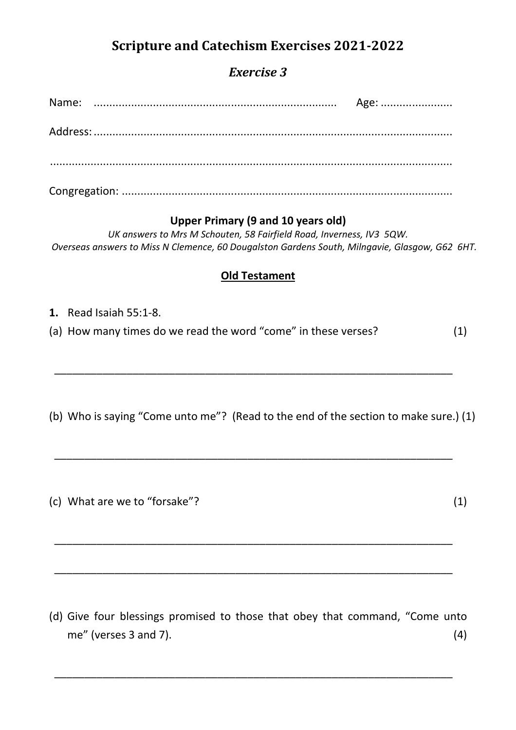# Scripture and Catechism Exercises 2021-2022

## *Exercise 3*

Name: ............................................................................ Age: ......................

Address: ...................................................................................................................

...................................................................................................................................

Congregation: ..........................................................................................................

**Upper Primary (9 and 10 years old)**

*UK answers to Mrs M Schouten, 58 Fairfield Road, Inverness, IV3 5QW.*
*Overseas answers to Miss N Clemence, 60 Dougalston Gardens South, Milngavie, Glasgow, G62 6HT.*

### Old Testament

**1.** Read Isaiah 55:1-8.

(a) How many times do we read the word "come" in these verses? (1)

_____________________________________________________________________

(b) Who is saying "Come unto me"? (Read to the end of the section to make sure.) (1)

_____________________________________________________________________

(c) What are we to "forsake"? (1)

_____________________________________________________________________

_____________________________________________________________________

(d) Give four blessings promised to those that obey that command, "Come unto me" (verses 3 and 7). (4)

_____________________________________________________________________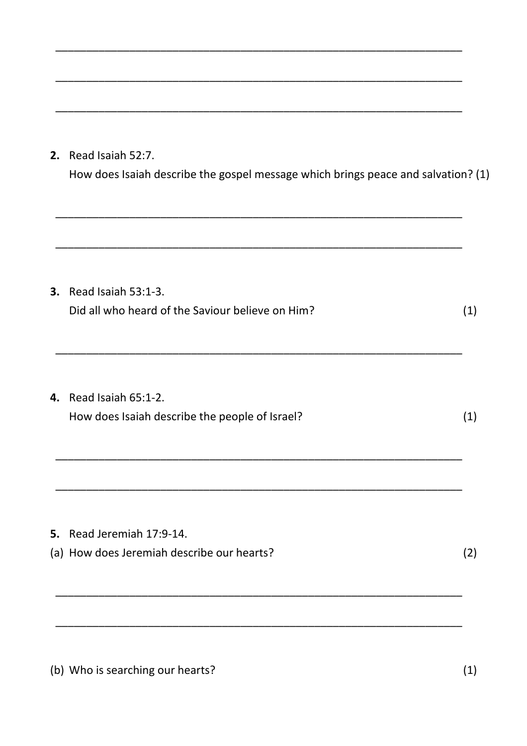______________________________________________________________________

______________________________________________________________________

______________________________________________________________________

**2.** Read Isaiah 52:7.
How does Isaiah describe the gospel message which brings peace and salvation? (1)

______________________________________________________________________

______________________________________________________________________

**3.** Read Isaiah 53:1-3.
Did all who heard of the Saviour believe on Him? (1)

______________________________________________________________________

**4.** Read Isaiah 65:1-2.
How does Isaiah describe the people of Israel? (1)

______________________________________________________________________

______________________________________________________________________

**5.** Read Jeremiah 17:9-14.

(a) How does Jeremiah describe our hearts? (2)

______________________________________________________________________

______________________________________________________________________

(b) Who is searching our hearts? (1)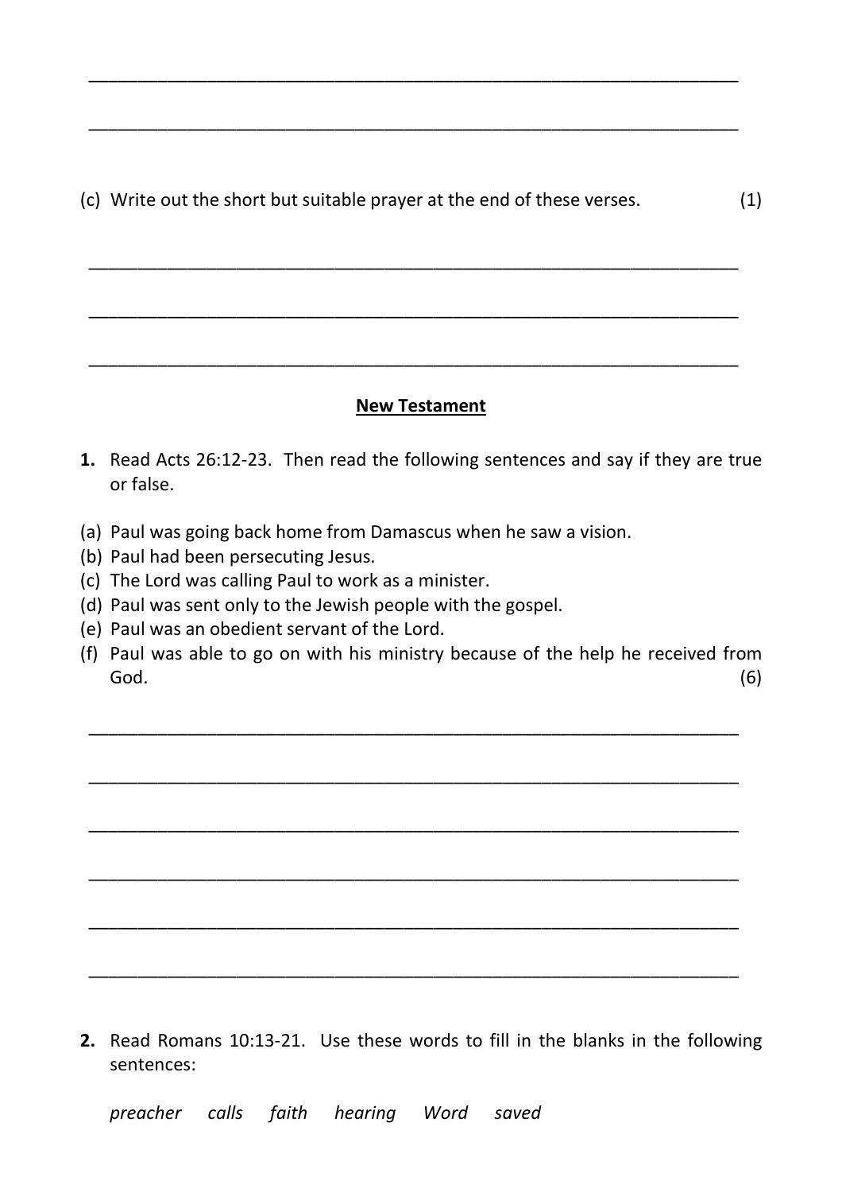\_\_\_\_\_\_\_\_\_\_\_\_\_\_\_\_\_\_\_\_\_\_\_\_\_\_\_\_\_\_\_\_\_\_\_\_\_\_\_\_\_\_\_\_\_\_\_\_\_\_\_\_\_\_\_\_\_\_\_\_\_\_\_\_\_\_

\_\_\_\_\_\_\_\_\_\_\_\_\_\_\_\_\_\_\_\_\_\_\_\_\_\_\_\_\_\_\_\_\_\_\_\_\_\_\_\_\_\_\_\_\_\_\_\_\_\_\_\_\_\_\_\_\_\_\_\_\_\_\_\_\_\_

(c) Write out the short but suitable prayer at the end of these verses. (1)

\_\_\_\_\_\_\_\_\_\_\_\_\_\_\_\_\_\_\_\_\_\_\_\_\_\_\_\_\_\_\_\_\_\_\_\_\_\_\_\_\_\_\_\_\_\_\_\_\_\_\_\_\_\_\_\_\_\_\_\_\_\_\_\_\_\_

\_\_\_\_\_\_\_\_\_\_\_\_\_\_\_\_\_\_\_\_\_\_\_\_\_\_\_\_\_\_\_\_\_\_\_\_\_\_\_\_\_\_\_\_\_\_\_\_\_\_\_\_\_\_\_\_\_\_\_\_\_\_\_\_\_\_

\_\_\_\_\_\_\_\_\_\_\_\_\_\_\_\_\_\_\_\_\_\_\_\_\_\_\_\_\_\_\_\_\_\_\_\_\_\_\_\_\_\_\_\_\_\_\_\_\_\_\_\_\_\_\_\_\_\_\_\_\_\_\_\_\_\_

## New Testament

**1.** Read Acts 26:12-23. Then read the following sentences and say if they are true or false.

(a) Paul was going back home from Damascus when he saw a vision.
(b) Paul had been persecuting Jesus.
(c) The Lord was calling Paul to work as a minister.
(d) Paul was sent only to the Jewish people with the gospel.
(e) Paul was an obedient servant of the Lord.
(f) Paul was able to go on with his ministry because of the help he received from God. (6)

\_\_\_\_\_\_\_\_\_\_\_\_\_\_\_\_\_\_\_\_\_\_\_\_\_\_\_\_\_\_\_\_\_\_\_\_\_\_\_\_\_\_\_\_\_\_\_\_\_\_\_\_\_\_\_\_\_\_\_\_\_\_\_\_\_\_

\_\_\_\_\_\_\_\_\_\_\_\_\_\_\_\_\_\_\_\_\_\_\_\_\_\_\_\_\_\_\_\_\_\_\_\_\_\_\_\_\_\_\_\_\_\_\_\_\_\_\_\_\_\_\_\_\_\_\_\_\_\_\_\_\_\_

\_\_\_\_\_\_\_\_\_\_\_\_\_\_\_\_\_\_\_\_\_\_\_\_\_\_\_\_\_\_\_\_\_\_\_\_\_\_\_\_\_\_\_\_\_\_\_\_\_\_\_\_\_\_\_\_\_\_\_\_\_\_\_\_\_\_

\_\_\_\_\_\_\_\_\_\_\_\_\_\_\_\_\_\_\_\_\_\_\_\_\_\_\_\_\_\_\_\_\_\_\_\_\_\_\_\_\_\_\_\_\_\_\_\_\_\_\_\_\_\_\_\_\_\_\_\_\_\_\_\_\_\_

\_\_\_\_\_\_\_\_\_\_\_\_\_\_\_\_\_\_\_\_\_\_\_\_\_\_\_\_\_\_\_\_\_\_\_\_\_\_\_\_\_\_\_\_\_\_\_\_\_\_\_\_\_\_\_\_\_\_\_\_\_\_\_\_\_\_

\_\_\_\_\_\_\_\_\_\_\_\_\_\_\_\_\_\_\_\_\_\_\_\_\_\_\_\_\_\_\_\_\_\_\_\_\_\_\_\_\_\_\_\_\_\_\_\_\_\_\_\_\_\_\_\_\_\_\_\_\_\_\_\_\_\_

**2.** Read Romans 10:13-21. Use these words to fill in the blanks in the following sentences:

*preacher calls faith hearing Word saved*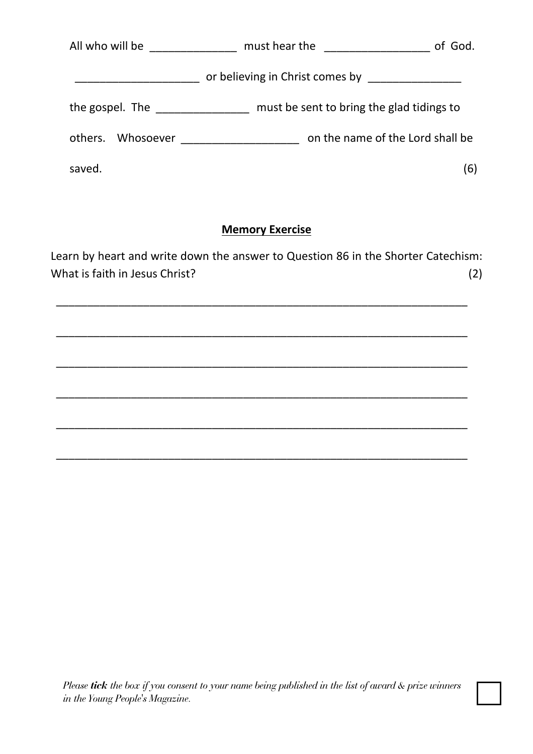All who will be ______________ must hear the _________________ of God. ____________________ or believing in Christ comes by _______________ the gospel. The _______________ must be sent to bring the glad tidings to others. Whosoever ___________________ on the name of the Lord shall be saved. (6)

**Memory Exercise**

Learn by heart and write down the answer to Question 86 in the Shorter Catechism: What is faith in Jesus Christ? (2)

____________________________________________________________________

____________________________________________________________________

____________________________________________________________________

____________________________________________________________________

____________________________________________________________________

____________________________________________________________________

*Please* ***tick*** *the box if you consent to your name being published in the list of award & prize winners in the Young People's Magazine.* ☐